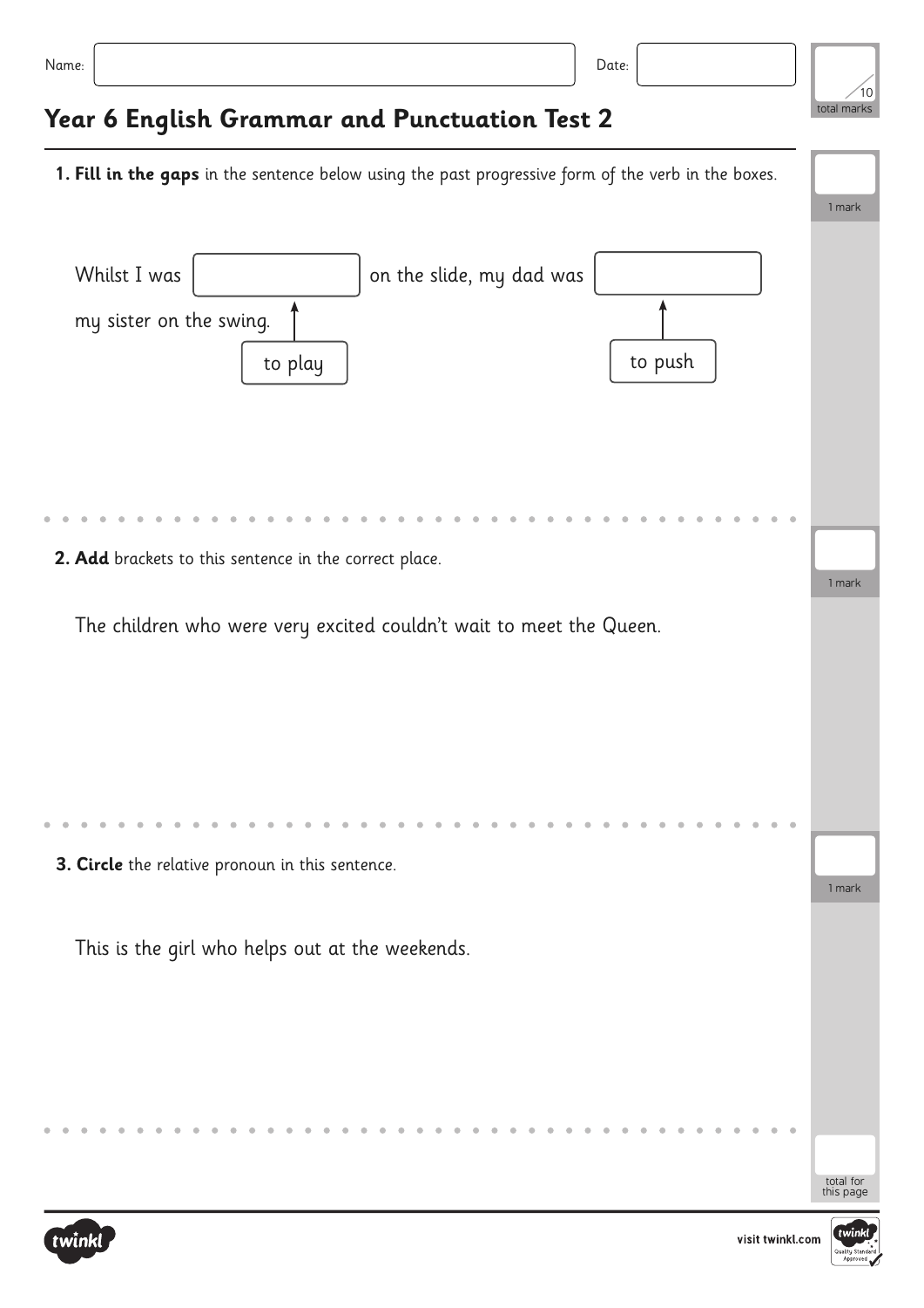Name: Date:

/10 total marks

# Year 6 English Grammar and Punctuation Test 2

**1. Fill in the gaps** in the sentence below using the past progressive form of the verb in the boxes.

1 mark

Whilst I was [ ] on the slide, my dad was [ ] my sister on the swing.

to play — to push

**2. Add** brackets to this sentence in the correct place.

1 mark

The children who were very excited couldn't wait to meet the Queen.

**3. Circle** the relative pronoun in this sentence.

1 mark

This is the girl who helps out at the weekends.

total for this page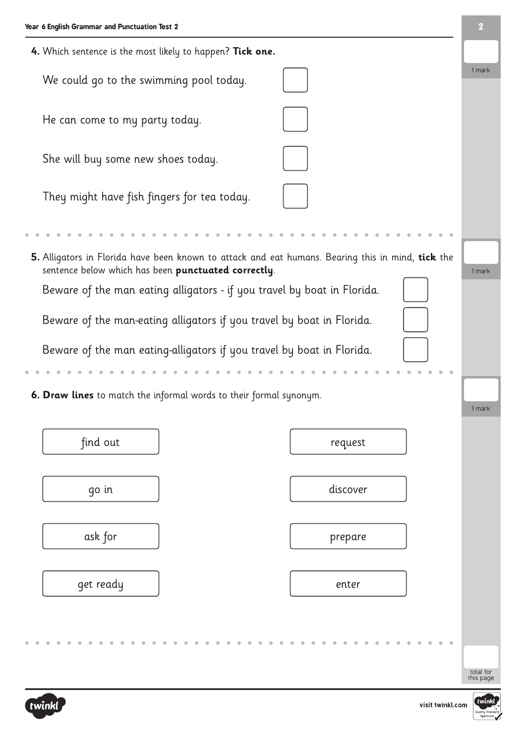**4.** Which sentence is the most likely to happen? **Tick one.**

We could go to the swimming pool today. ☐

He can come to my party today. ☐

She will buy some new shoes today. ☐

They might have fish fingers for tea today. ☐

1 mark

**5.** Alligators in Florida have been known to attack and eat humans. Bearing this in mind, **tick** the sentence below which has been **punctuated correctly**.

Beware of the man eating alligators - if you travel by boat in Florida. ☐

Beware of the man-eating alligators if you travel by boat in Florida. ☐

Beware of the man eating-alligators if you travel by boat in Florida. ☐

1 mark

**6. Draw lines** to match the informal words to their formal synonym.

| | |
|---|---|
| find out | request |
| go in | discover |
| ask for | prepare |
| get ready | enter |

1 mark

total for this page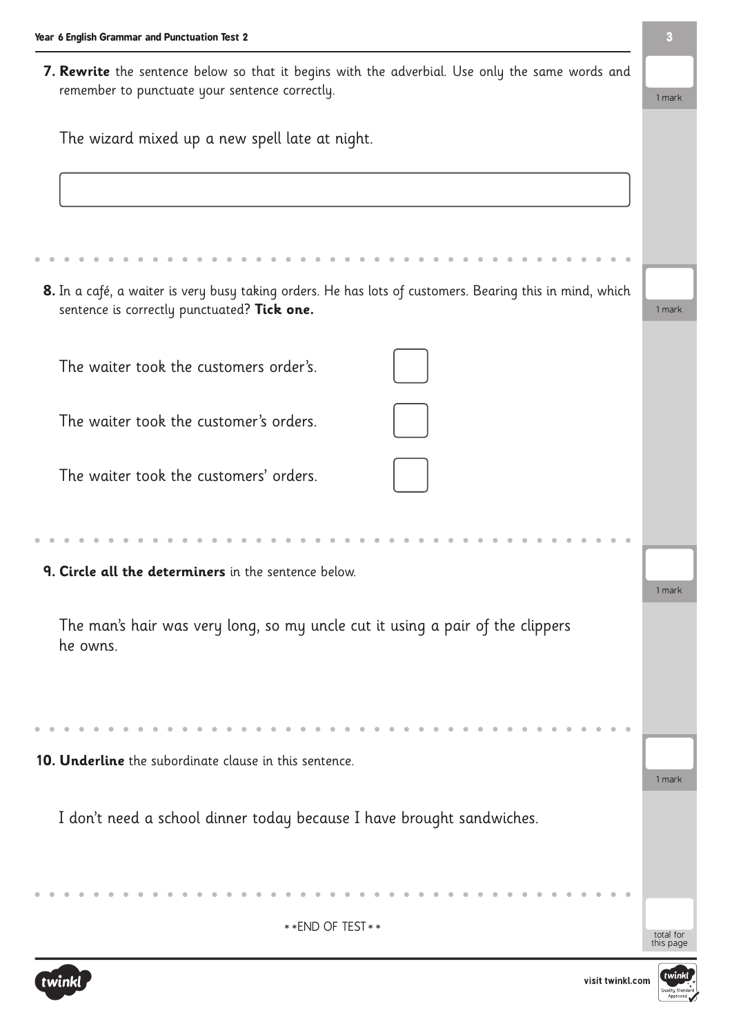**7. Rewrite** the sentence below so that it begins with the adverbial. Use only the same words and remember to punctuate your sentence correctly.

1 mark

The wizard mixed up a new spell late at night.

---

**8.** In a café, a waiter is very busy taking orders. He has lots of customers. Bearing this in mind, which sentence is correctly punctuated? **Tick one.**

1 mark

The waiter took the customers order's. ☐

The waiter took the customer's orders. ☐

The waiter took the customers' orders. ☐

---

**9. Circle all the determiners** in the sentence below.

1 mark

The man's hair was very long, so my uncle cut it using a pair of the clippers he owns.

---

**10. Underline** the subordinate clause in this sentence.

1 mark

I don't need a school dinner today because I have brought sandwiches.

---

**END OF TEST**

total for this page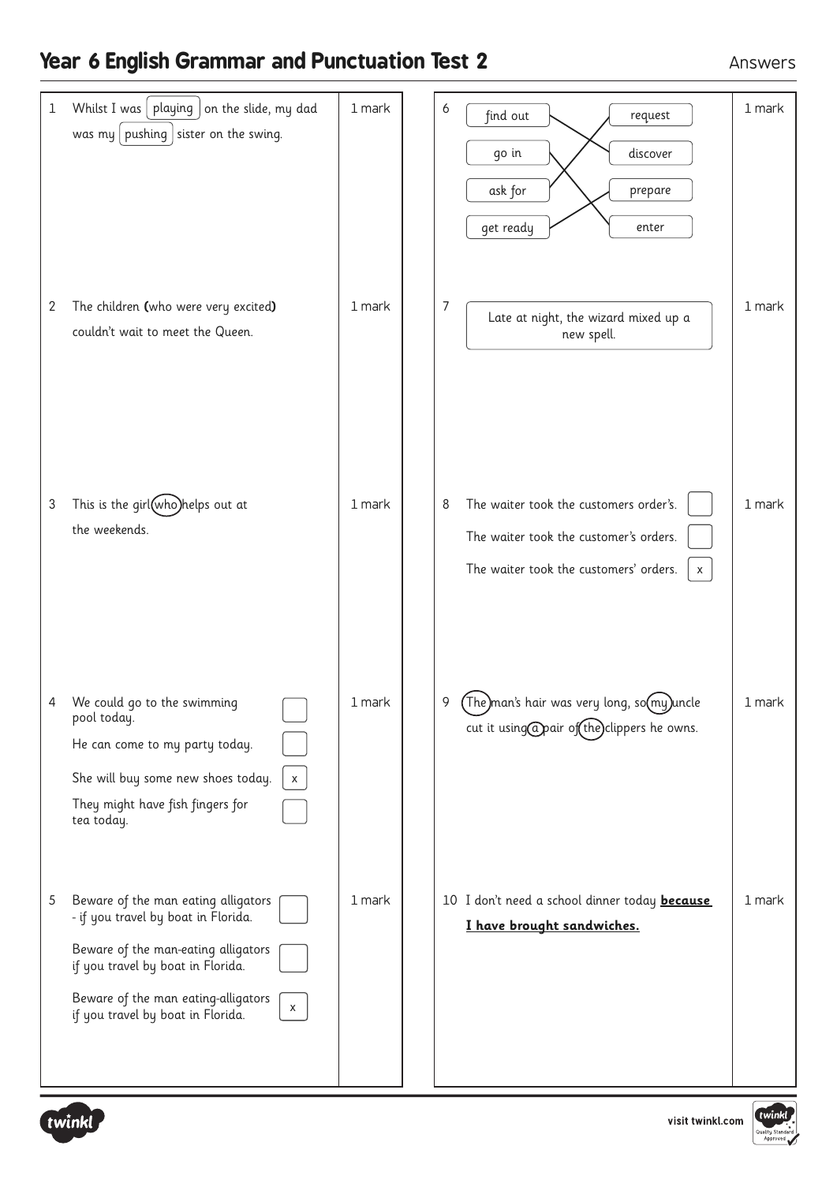# Year 6 English Grammar and Punctuation Test 2

Answers

| | | |
|---|---|---|
| 1 | Whilst I was [playing] on the slide, my dad was my [pushing] sister on the swing. | 1 mark |
| 2 | The children **(**who were very excited**)** couldn't wait to meet the Queen. | 1 mark |
| 3 | This is the girl (who) helps out at the weekends. | 1 mark |
| 4 | We could go to the swimming pool today. [ ]<br>He can come to my party today. [ ]<br>She will buy some new shoes today. [x]<br>They might have fish fingers for tea today. [ ] | 1 mark |
| 5 | Beware of the man eating alligators - if you travel by boat in Florida. [ ]<br>Beware of the man-eating alligators if you travel by boat in Florida. [ ]<br>Beware of the man eating-alligators if you travel by boat in Florida. [x] | 1 mark |
| 6 | find out — discover<br>go in — enter<br>ask for — request<br>get ready — prepare | 1 mark |
| 7 | Late at night, the wizard mixed up a new spell. | 1 mark |
| 8 | The waiter took the customers order's. [ ]<br>The waiter took the customer's orders. [ ]<br>The waiter took the customers' orders. [x] | 1 mark |
| 9 | (The) man's hair was very long, so (my) uncle cut it using (a) pair of (the) clippers he owns. | 1 mark |
| 10 | I don't need a school dinner today **because I have brought sandwiches.** | 1 mark |